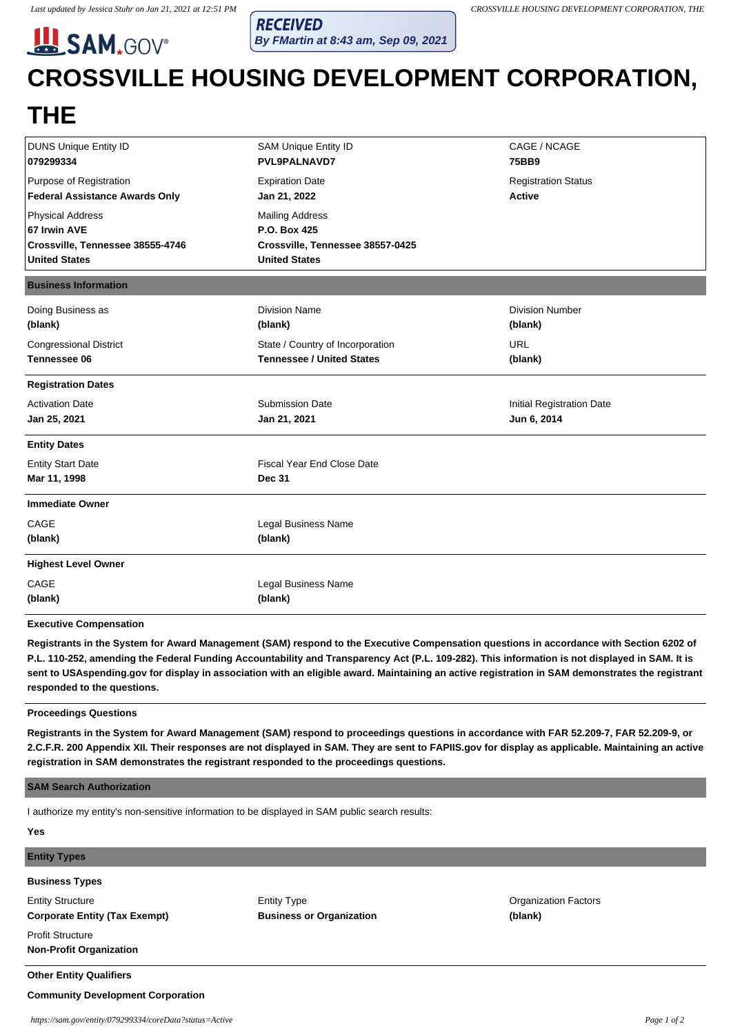RECEIVED
By FMartin at 8:43 am, Sep 09, 2021

# CROSSVILLE HOUSING DEVELOPMENT CORPORATION, THE

| DUNS Unique Entity ID | SAM Unique Entity ID | CAGE / NCAGE |
|---|---|---|
| **079299334** | **PVL9PALNAVD7** | **75BB9** |
| Purpose of Registration | Expiration Date | Registration Status |
| **Federal Assistance Awards Only** | **Jan 21, 2022** | **Active** |
| Physical Address | Mailing Address | |
| **67 Irwin AVE**<br>**Crossville, Tennessee 38555-4746**<br>**United States** | **P.O. Box 425**<br>**Crossville, Tennessee 38557-0425**<br>**United States** | |

## Business Information

| Doing Business as | Division Name | Division Number |
|---|---|---|
| **(blank)** | **(blank)** | **(blank)** |
| Congressional District | State / Country of Incorporation | URL |
| **Tennessee 06** | **Tennessee / United States** | **(blank)** |

### Registration Dates

| Activation Date | Submission Date | Initial Registration Date |
|---|---|---|
| **Jan 25, 2021** | **Jan 21, 2021** | **Jun 6, 2014** |

### Entity Dates

| Entity Start Date | Fiscal Year End Close Date |
|---|---|
| **Mar 11, 1998** | **Dec 31** |

### Immediate Owner

| CAGE | Legal Business Name |
|---|---|
| **(blank)** | **(blank)** |

### Highest Level Owner

| CAGE | Legal Business Name |
|---|---|
| **(blank)** | **(blank)** |

### Executive Compensation

**Registrants in the System for Award Management (SAM) respond to the Executive Compensation questions in accordance with Section 6202 of P.L. 110-252, amending the Federal Funding Accountability and Transparency Act (P.L. 109-282). This information is not displayed in SAM. It is sent to USAspending.gov for display in association with an eligible award. Maintaining an active registration in SAM demonstrates the registrant responded to the questions.**

### Proceedings Questions

**Registrants in the System for Award Management (SAM) respond to proceedings questions in accordance with FAR 52.209-7, FAR 52.209-9, or 2.C.F.R. 200 Appendix XII. Their responses are not displayed in SAM. They are sent to FAPIIS.gov for display as applicable. Maintaining an active registration in SAM demonstrates the registrant responded to the proceedings questions.**

## SAM Search Authorization

I authorize my entity's non-sensitive information to be displayed in SAM public search results:

**Yes**

## Entity Types

### Business Types

| Entity Structure | Entity Type | Organization Factors |
|---|---|---|
| **Corporate Entity (Tax Exempt)** | **Business or Organization** | **(blank)** |
| Profit Structure | | |
| **Non-Profit Organization** | | |

### Other Entity Qualifiers

**Community Development Corporation**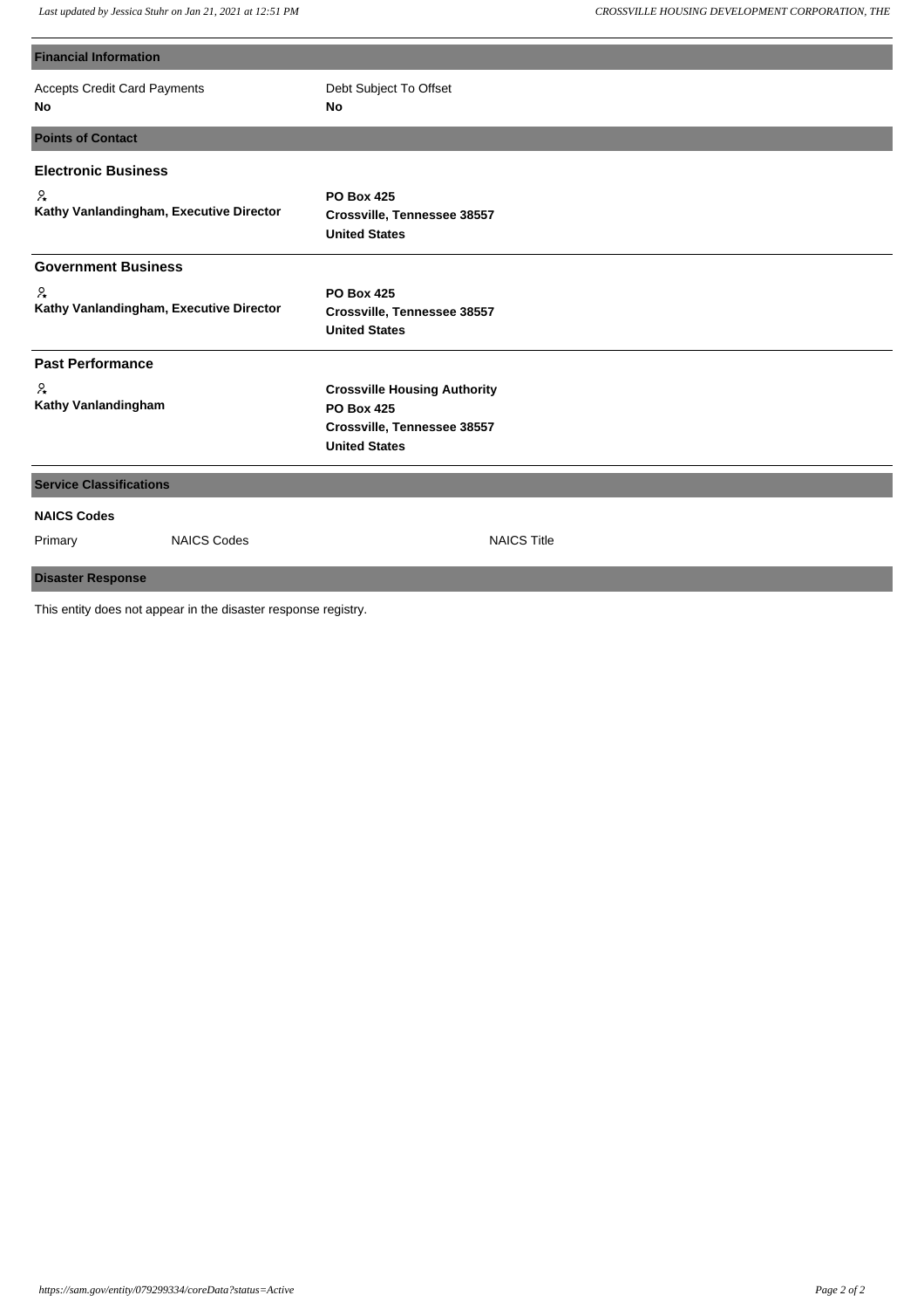## Financial Information

Accepts Credit Card Payments
**No**

Debt Subject To Offset
**No**

## Points of Contact

### Electronic Business

**Kathy Vanlandingham, Executive Director**

**PO Box 425**
**Crossville, Tennessee 38557**
**United States**

### Government Business

**Kathy Vanlandingham, Executive Director**

**PO Box 425**
**Crossville, Tennessee 38557**
**United States**

### Past Performance

**Kathy Vanlandingham**

**Crossville Housing Authority**
**PO Box 425**
**Crossville, Tennessee 38557**
**United States**

## Service Classifications

### NAICS Codes

| Primary | NAICS Codes | NAICS Title |
|---|---|---|

## Disaster Response

This entity does not appear in the disaster response registry.